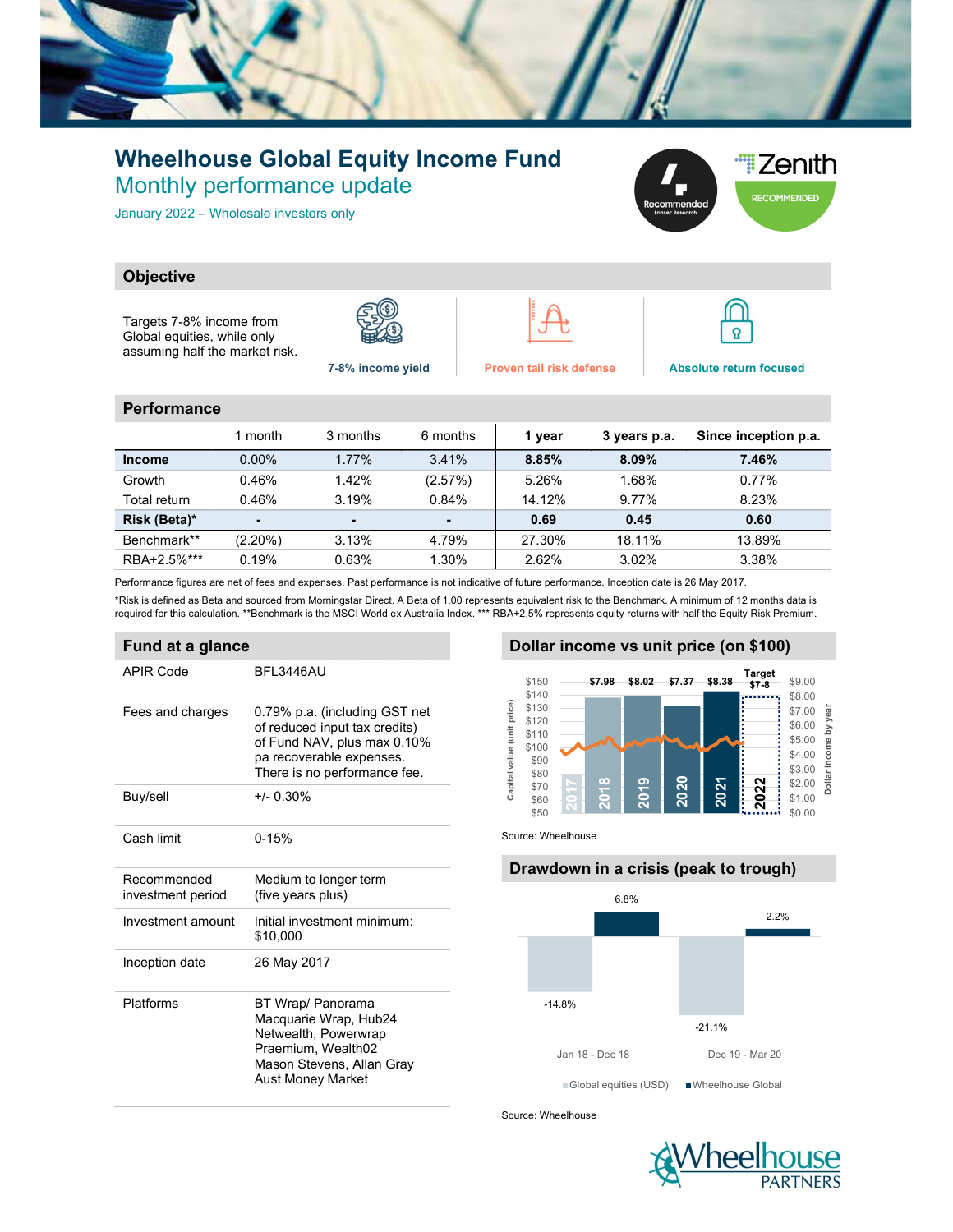# Wheelhouse Global Equity Income Fund

## Monthly performance update

January 2022 – Wholesale investors only

Recommended — Lonsec Research

Zenith RECOMMENDED

## Objective

Targets 7-8% income from Global equities, while only assuming half the market risk.

- 7-8% income yield
- Proven tail risk defense
- Absolute return focused

## Performance

| | 1 month | 3 months | 6 months | 1 year | 3 years p.a. | Since inception p.a. |
|---|---|---|---|---|---|---|
| **Income** | 0.00% | 1.77% | 3.41% | **8.85%** | **8.09%** | **7.46%** |
| Growth | 0.46% | 1.42% | (2.57%) | 5.26% | 1.68% | 0.77% |
| Total return | 0.46% | 3.19% | 0.84% | 14.12% | 9.77% | 8.23% |
| **Risk (Beta)*** | - | - | - | **0.69** | **0.45** | **0.60** |
| Benchmark** | (2.20%) | 3.13% | 4.79% | 27.30% | 18.11% | 13.89% |
| RBA+2.5%*** | 0.19% | 0.63% | 1.30% | 2.62% | 3.02% | 3.38% |

Performance figures are net of fees and expenses. Past performance is not indicative of future performance. Inception date is 26 May 2017.

*Risk is defined as Beta and sourced from Morningstar Direct. A Beta of 1.00 represents equivalent risk to the Benchmark. A minimum of 12 months data is required for this calculation. **Benchmark is the MSCI World ex Australia Index. *** RBA+2.5% represents equity returns with half the Equity Risk Premium.

## Fund at a glance

| | |
|---|---|
| APIR Code | BFL3446AU |
| Fees and charges | 0.79% p.a. (including GST net of reduced input tax credits) of Fund NAV, plus max 0.10% pa recoverable expenses. There is no performance fee. |
| Buy/sell | +/- 0.30% |
| Cash limit | 0-15% |
| Recommended investment period | Medium to longer term (five years plus) |
| Investment amount | Initial investment minimum: $10,000 |
| Inception date | 26 May 2017 |
| Platforms | BT Wrap/ Panorama<br>Macquarie Wrap, Hub24<br>Netwealth, Powerwrap<br>Praemium, Wealth02<br>Mason Stevens, Allan Gray<br>Aust Money Market |

## Dollar income vs unit price (on $100)

| Year | Dollar income |
|---|---|
| 2017 | |
| 2018 | $7.98 |
| 2019 | $8.02 |
| 2020 | $7.37 |
| 2021 | $8.38 |
| 2022 | Target $7-8 |

Source: Wheelhouse

## Drawdown in a crisis (peak to trough)

| | Global equities (USD) | Wheelhouse Global |
|---|---|---|
| Jan 18 - Dec 18 | -14.8% | 6.8% |
| Dec 19 - Mar 20 | -21.1% | 2.2% |

Source: Wheelhouse

Wheelhouse PARTNERS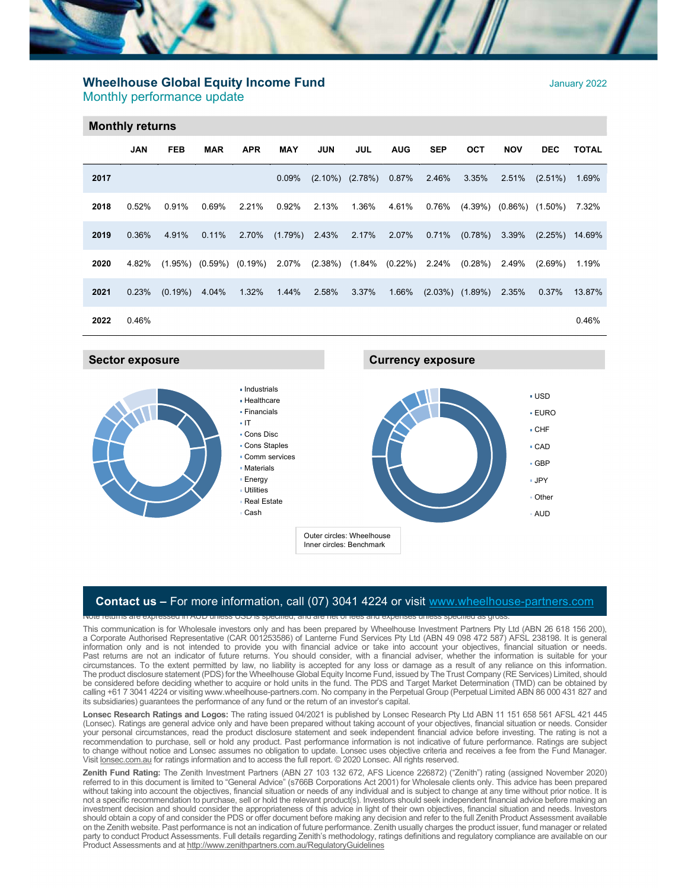## Wheelhouse Global Equity Income Fund

Monthly performance update

January 2022

### Monthly returns

| | JAN | FEB | MAR | APR | MAY | JUN | JUL | AUG | SEP | OCT | NOV | DEC | TOTAL |
|---|---|---|---|---|---|---|---|---|---|---|---|---|---|
| **2017** | | | | | 0.09% | (2.10%) | (2.78%) | 0.87% | 2.46% | 3.35% | 2.51% | (2.51%) | 1.69% |
| **2018** | 0.52% | 0.91% | 0.69% | 2.21% | 0.92% | 2.13% | 1.36% | 4.61% | 0.76% | (4.39%) | (0.86%) | (1.50%) | 7.32% |
| **2019** | 0.36% | 4.91% | 0.11% | 2.70% | (1.79%) | 2.43% | 2.17% | 2.07% | 0.71% | (0.78%) | 3.39% | (2.25%) | 14.69% |
| **2020** | 4.82% | (1.95%) | (0.59%) | (0.19%) | 2.07% | (2.38%) | (1.84% | (0.22%) | 2.24% | (0.28%) | 2.49% | (2.69%) | 1.19% |
| **2021** | 0.23% | (0.19%) | 4.04% | 1.32% | 1.44% | 2.58% | 3.37% | 1.66% | (2.03%) | (1.89%) | 2.35% | 0.37% | 13.87% |
| **2022** | 0.46% | | | | | | | | | | | | 0.46% |

### Sector exposure

Industrials
Healthcare
Financials
IT
Cons Disc
Cons Staples
Comm services
Materials
Energy
Utilities
Real Estate
Cash

### Currency exposure

USD
EURO
CHF
CAD
GBP
JPY
Other
AUD

Outer circles: Wheelhouse
Inner circles: Benchmark

**Contact us –** For more information, call (07) 3041 4224 or visit www.wheelhouse-partners.com

Note returns are expressed in AUD unless USD is specified, and are net of fees and expenses unless specified as gross.

This communication is for Wholesale investors only and has been prepared by Wheelhouse Investment Partners Pty Ltd (ABN 26 618 156 200), a Corporate Authorised Representative (CAR 001253586) of Lanterne Fund Services Pty Ltd (ABN 49 098 472 587) AFSL 238198. It is general information only and is not intended to provide you with financial advice or take into account your objectives, financial situation or needs. Past returns are not an indicator of future returns. You should consider, with a financial adviser, whether the information is suitable for your circumstances. To the extent permitted by law, no liability is accepted for any loss or damage as a result of any reliance on this information. The product disclosure statement (PDS) for the Wheelhouse Global Equity Income Fund, issued by The Trust Company (RE Services) Limited, should be considered before deciding whether to acquire or hold units in the fund. The PDS and Target Market Determination (TMD) can be obtained by calling +61 7 3041 4224 or visiting www.wheelhouse-partners.com. No company in the Perpetual Group (Perpetual Limited ABN 86 000 431 827 and its subsidiaries) guarantees the performance of any fund or the return of an investor's capital.

**Lonsec Research Ratings and Logos:** The rating issued 04/2021 is published by Lonsec Research Pty Ltd ABN 11 151 658 561 AFSL 421 445 (Lonsec). Ratings are general advice only and have been prepared without taking account of your objectives, financial situation or needs. Consider your personal circumstances, read the product disclosure statement and seek independent financial advice before investing. The rating is not a recommendation to purchase, sell or hold any product. Past performance information is not indicative of future performance. Ratings are subject to change without notice and Lonsec assumes no obligation to update. Lonsec uses objective criteria and receives a fee from the Fund Manager. Visit lonsec.com.au for ratings information and to access the full report. © 2020 Lonsec. All rights reserved.

**Zenith Fund Rating:** The Zenith Investment Partners (ABN 27 103 132 672, AFS Licence 226872) ("Zenith") rating (assigned November 2020) referred to in this document is limited to "General Advice" (s766B Corporations Act 2001) for Wholesale clients only. This advice has been prepared without taking into account the objectives, financial situation or needs of any individual and is subject to change at any time without prior notice. It is not a specific recommendation to purchase, sell or hold the relevant product(s). Investors should seek independent financial advice before making an investment decision and should consider the appropriateness of this advice in light of their own objectives, financial situation and needs. Investors should obtain a copy of and consider the PDS or offer document before making any decision and refer to the full Zenith Product Assessment available on the Zenith website. Past performance is not an indication of future performance. Zenith usually charges the product issuer, fund manager or related party to conduct Product Assessments. Full details regarding Zenith's methodology, ratings definitions and regulatory compliance are available on our Product Assessments and at http://www.zenithpartners.com.au/RegulatoryGuidelines